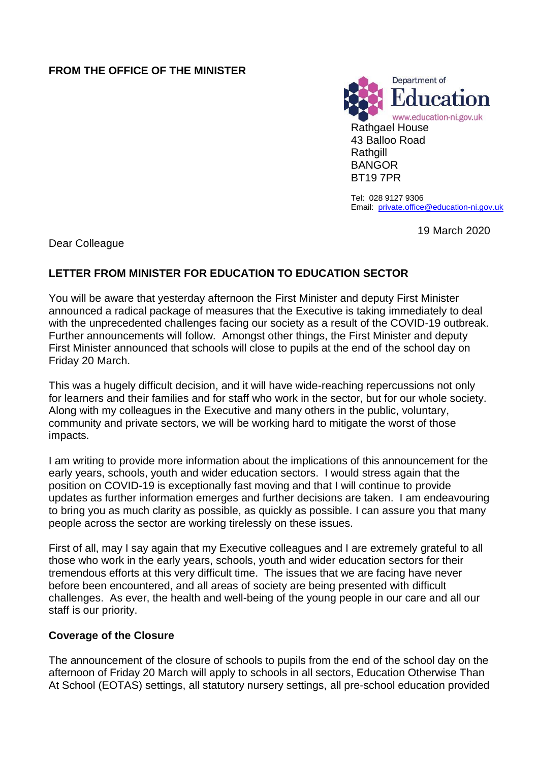**FROM THE OFFICE OF THE MINISTER**

Department of Education
www.education-ni.gov.uk

Rathgael House
43 Balloo Road
Rathgill
BANGOR
BT19 7PR

Tel: 028 9127 9306
Email: private.office@education-ni.gov.uk

19 March 2020

Dear Colleague

**LETTER FROM MINISTER FOR EDUCATION TO EDUCATION SECTOR**

You will be aware that yesterday afternoon the First Minister and deputy First Minister announced a radical package of measures that the Executive is taking immediately to deal with the unprecedented challenges facing our society as a result of the COVID-19 outbreak. Further announcements will follow. Amongst other things, the First Minister and deputy First Minister announced that schools will close to pupils at the end of the school day on Friday 20 March.

This was a hugely difficult decision, and it will have wide-reaching repercussions not only for learners and their families and for staff who work in the sector, but for our whole society. Along with my colleagues in the Executive and many others in the public, voluntary, community and private sectors, we will be working hard to mitigate the worst of those impacts.

I am writing to provide more information about the implications of this announcement for the early years, schools, youth and wider education sectors. I would stress again that the position on COVID-19 is exceptionally fast moving and that I will continue to provide updates as further information emerges and further decisions are taken. I am endeavouring to bring you as much clarity as possible, as quickly as possible. I can assure you that many people across the sector are working tirelessly on these issues.

First of all, may I say again that my Executive colleagues and I are extremely grateful to all those who work in the early years, schools, youth and wider education sectors for their tremendous efforts at this very difficult time. The issues that we are facing have never before been encountered, and all areas of society are being presented with difficult challenges. As ever, the health and well-being of the young people in our care and all our staff is our priority.

**Coverage of the Closure**

The announcement of the closure of schools to pupils from the end of the school day on the afternoon of Friday 20 March will apply to schools in all sectors, Education Otherwise Than At School (EOTAS) settings, all statutory nursery settings, all pre-school education provided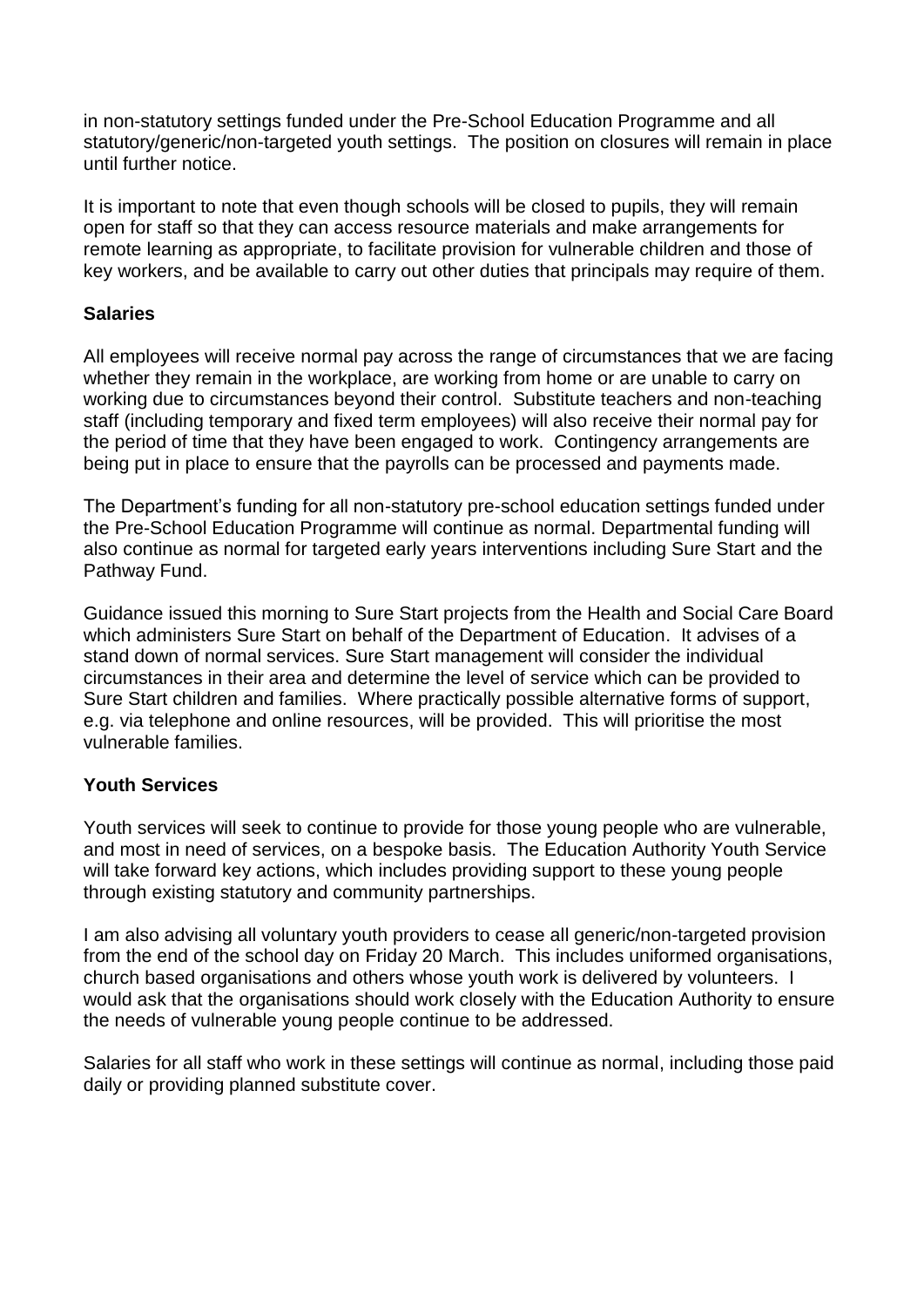in non-statutory settings funded under the Pre-School Education Programme and all statutory/generic/non-targeted youth settings. The position on closures will remain in place until further notice.

It is important to note that even though schools will be closed to pupils, they will remain open for staff so that they can access resource materials and make arrangements for remote learning as appropriate, to facilitate provision for vulnerable children and those of key workers, and be available to carry out other duties that principals may require of them.

**Salaries**

All employees will receive normal pay across the range of circumstances that we are facing whether they remain in the workplace, are working from home or are unable to carry on working due to circumstances beyond their control. Substitute teachers and non-teaching staff (including temporary and fixed term employees) will also receive their normal pay for the period of time that they have been engaged to work. Contingency arrangements are being put in place to ensure that the payrolls can be processed and payments made.

The Department's funding for all non-statutory pre-school education settings funded under the Pre-School Education Programme will continue as normal. Departmental funding will also continue as normal for targeted early years interventions including Sure Start and the Pathway Fund.

Guidance issued this morning to Sure Start projects from the Health and Social Care Board which administers Sure Start on behalf of the Department of Education. It advises of a stand down of normal services. Sure Start management will consider the individual circumstances in their area and determine the level of service which can be provided to Sure Start children and families. Where practically possible alternative forms of support, e.g. via telephone and online resources, will be provided. This will prioritise the most vulnerable families.

**Youth Services**

Youth services will seek to continue to provide for those young people who are vulnerable, and most in need of services, on a bespoke basis. The Education Authority Youth Service will take forward key actions, which includes providing support to these young people through existing statutory and community partnerships.

I am also advising all voluntary youth providers to cease all generic/non-targeted provision from the end of the school day on Friday 20 March. This includes uniformed organisations, church based organisations and others whose youth work is delivered by volunteers. I would ask that the organisations should work closely with the Education Authority to ensure the needs of vulnerable young people continue to be addressed.

Salaries for all staff who work in these settings will continue as normal, including those paid daily or providing planned substitute cover.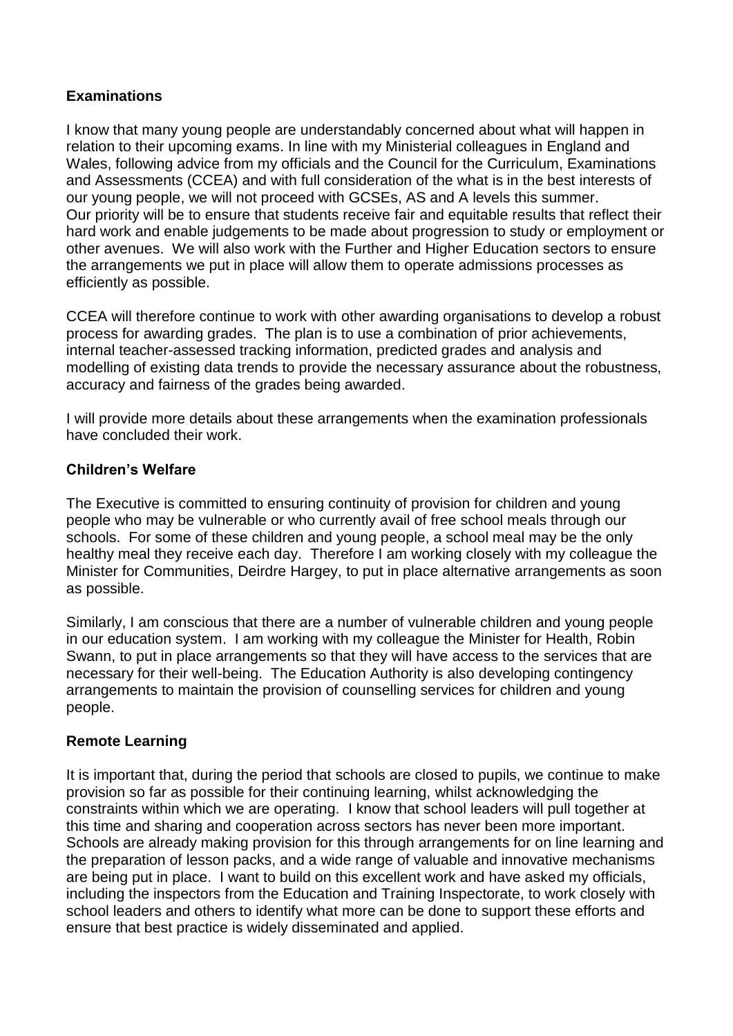**Examinations**

I know that many young people are understandably concerned about what will happen in relation to their upcoming exams. In line with my Ministerial colleagues in England and Wales, following advice from my officials and the Council for the Curriculum, Examinations and Assessments (CCEA) and with full consideration of the what is in the best interests of our young people, we will not proceed with GCSEs, AS and A levels this summer. Our priority will be to ensure that students receive fair and equitable results that reflect their hard work and enable judgements to be made about progression to study or employment or other avenues. We will also work with the Further and Higher Education sectors to ensure the arrangements we put in place will allow them to operate admissions processes as efficiently as possible.

CCEA will therefore continue to work with other awarding organisations to develop a robust process for awarding grades. The plan is to use a combination of prior achievements, internal teacher-assessed tracking information, predicted grades and analysis and modelling of existing data trends to provide the necessary assurance about the robustness, accuracy and fairness of the grades being awarded.

I will provide more details about these arrangements when the examination professionals have concluded their work.

**Children's Welfare**

The Executive is committed to ensuring continuity of provision for children and young people who may be vulnerable or who currently avail of free school meals through our schools. For some of these children and young people, a school meal may be the only healthy meal they receive each day. Therefore I am working closely with my colleague the Minister for Communities, Deirdre Hargey, to put in place alternative arrangements as soon as possible.

Similarly, I am conscious that there are a number of vulnerable children and young people in our education system. I am working with my colleague the Minister for Health, Robin Swann, to put in place arrangements so that they will have access to the services that are necessary for their well-being. The Education Authority is also developing contingency arrangements to maintain the provision of counselling services for children and young people.

**Remote Learning**

It is important that, during the period that schools are closed to pupils, we continue to make provision so far as possible for their continuing learning, whilst acknowledging the constraints within which we are operating. I know that school leaders will pull together at this time and sharing and cooperation across sectors has never been more important. Schools are already making provision for this through arrangements for on line learning and the preparation of lesson packs, and a wide range of valuable and innovative mechanisms are being put in place. I want to build on this excellent work and have asked my officials, including the inspectors from the Education and Training Inspectorate, to work closely with school leaders and others to identify what more can be done to support these efforts and ensure that best practice is widely disseminated and applied.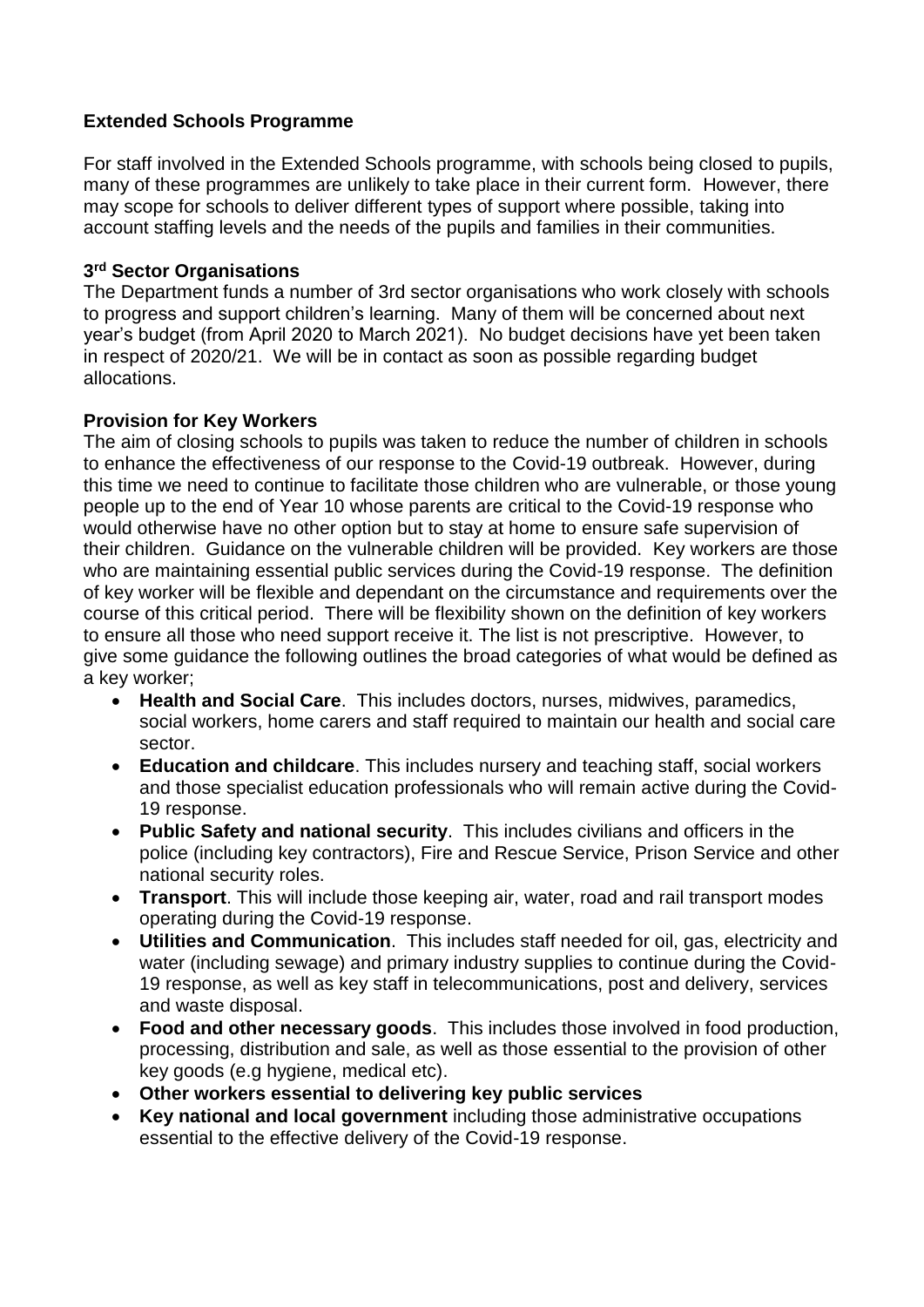**Extended Schools Programme**

For staff involved in the Extended Schools programme, with schools being closed to pupils, many of these programmes are unlikely to take place in their current form. However, there may scope for schools to deliver different types of support where possible, taking into account staffing levels and the needs of the pupils and families in their communities.

**3rd Sector Organisations**

The Department funds a number of 3rd sector organisations who work closely with schools to progress and support children's learning. Many of them will be concerned about next year's budget (from April 2020 to March 2021). No budget decisions have yet been taken in respect of 2020/21. We will be in contact as soon as possible regarding budget allocations.

**Provision for Key Workers**

The aim of closing schools to pupils was taken to reduce the number of children in schools to enhance the effectiveness of our response to the Covid-19 outbreak. However, during this time we need to continue to facilitate those children who are vulnerable, or those young people up to the end of Year 10 whose parents are critical to the Covid-19 response who would otherwise have no other option but to stay at home to ensure safe supervision of their children. Guidance on the vulnerable children will be provided. Key workers are those who are maintaining essential public services during the Covid-19 response. The definition of key worker will be flexible and dependant on the circumstance and requirements over the course of this critical period. There will be flexibility shown on the definition of key workers to ensure all those who need support receive it. The list is not prescriptive. However, to give some guidance the following outlines the broad categories of what would be defined as a key worker;

- **Health and Social Care**. This includes doctors, nurses, midwives, paramedics, social workers, home carers and staff required to maintain our health and social care sector.
- **Education and childcare**. This includes nursery and teaching staff, social workers and those specialist education professionals who will remain active during the Covid-19 response.
- **Public Safety and national security**. This includes civilians and officers in the police (including key contractors), Fire and Rescue Service, Prison Service and other national security roles.
- **Transport**. This will include those keeping air, water, road and rail transport modes operating during the Covid-19 response.
- **Utilities and Communication**. This includes staff needed for oil, gas, electricity and water (including sewage) and primary industry supplies to continue during the Covid-19 response, as well as key staff in telecommunications, post and delivery, services and waste disposal.
- **Food and other necessary goods**. This includes those involved in food production, processing, distribution and sale, as well as those essential to the provision of other key goods (e.g hygiene, medical etc).
- **Other workers essential to delivering key public services**
- **Key national and local government** including those administrative occupations essential to the effective delivery of the Covid-19 response.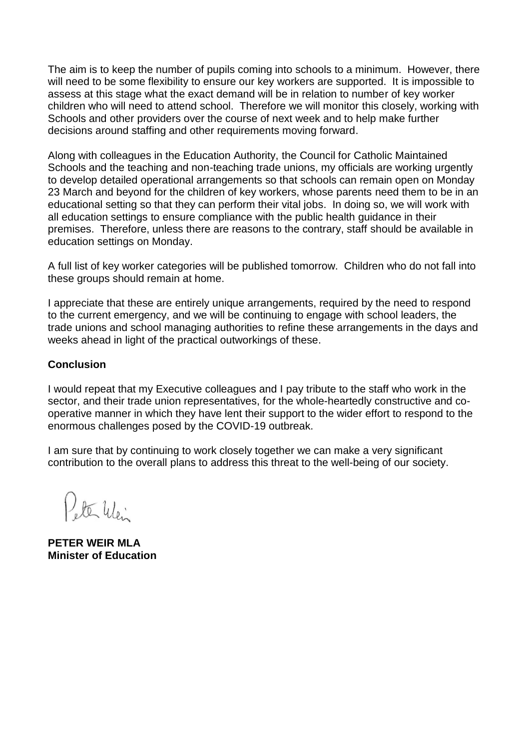The aim is to keep the number of pupils coming into schools to a minimum. However, there will need to be some flexibility to ensure our key workers are supported. It is impossible to assess at this stage what the exact demand will be in relation to number of key worker children who will need to attend school. Therefore we will monitor this closely, working with Schools and other providers over the course of next week and to help make further decisions around staffing and other requirements moving forward.

Along with colleagues in the Education Authority, the Council for Catholic Maintained Schools and the teaching and non-teaching trade unions, my officials are working urgently to develop detailed operational arrangements so that schools can remain open on Monday 23 March and beyond for the children of key workers, whose parents need them to be in an educational setting so that they can perform their vital jobs. In doing so, we will work with all education settings to ensure compliance with the public health guidance in their premises. Therefore, unless there are reasons to the contrary, staff should be available in education settings on Monday.

A full list of key worker categories will be published tomorrow. Children who do not fall into these groups should remain at home.

I appreciate that these are entirely unique arrangements, required by the need to respond to the current emergency, and we will be continuing to engage with school leaders, the trade unions and school managing authorities to refine these arrangements in the days and weeks ahead in light of the practical outworkings of these.

**Conclusion**

I would repeat that my Executive colleagues and I pay tribute to the staff who work in the sector, and their trade union representatives, for the whole-heartedly constructive and co-operative manner in which they have lent their support to the wider effort to respond to the enormous challenges posed by the COVID-19 outbreak.

I am sure that by continuing to work closely together we can make a very significant contribution to the overall plans to address this threat to the well-being of our society.

Peter Weir

**PETER WEIR MLA**
**Minister of Education**